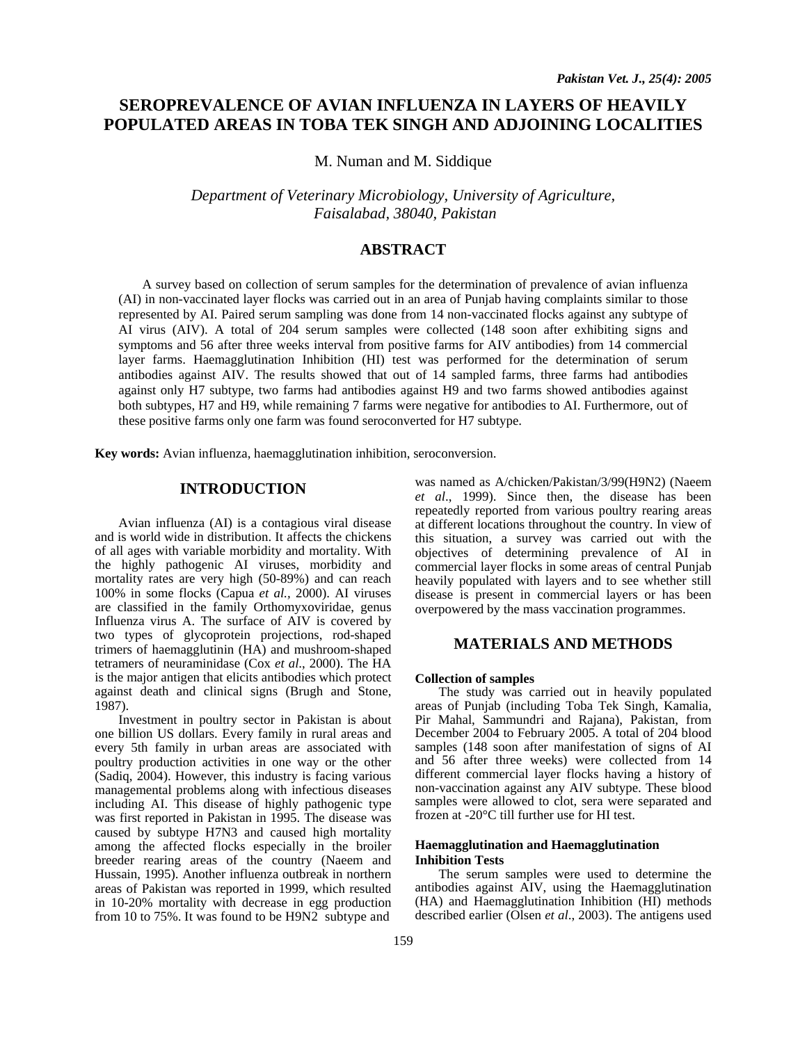# SEROPREVALENCE OF AVIAN INFLUENZA IN LAYERS OF HEAVILY POPULATED AREAS IN TOBA TEK SINGH AND ADJOINING LOCALITIES

M. Numan and M. Siddique

*Department of Veterinary Microbiology, University of Agriculture, Faisalabad, 38040, Pakistan*

## ABSTRACT

A survey based on collection of serum samples for the determination of prevalence of avian influenza (AI) in non-vaccinated layer flocks was carried out in an area of Punjab having complaints similar to those represented by AI. Paired serum sampling was done from 14 non-vaccinated flocks against any subtype of AI virus (AIV). A total of 204 serum samples were collected (148 soon after exhibiting signs and symptoms and 56 after three weeks interval from positive farms for AIV antibodies) from 14 commercial layer farms. Haemagglutination Inhibition (HI) test was performed for the determination of serum antibodies against AIV. The results showed that out of 14 sampled farms, three farms had antibodies against only H7 subtype, two farms had antibodies against H9 and two farms showed antibodies against both subtypes, H7 and H9, while remaining 7 farms were negative for antibodies to AI. Furthermore, out of these positive farms only one farm was found seroconverted for H7 subtype.

**Key words:** Avian influenza, haemagglutination inhibition, seroconversion.

## INTRODUCTION

Avian influenza (AI) is a contagious viral disease and is world wide in distribution. It affects the chickens of all ages with variable morbidity and mortality. With the highly pathogenic AI viruses, morbidity and mortality rates are very high (50-89%) and can reach 100% in some flocks (Capua *et al.,* 2000). AI viruses are classified in the family Orthomyxoviridae, genus Influenza virus A. The surface of AIV is covered by two types of glycoprotein projections, rod-shaped trimers of haemagglutinin (HA) and mushroom-shaped tetramers of neuraminidase (Cox *et al*., 2000). The HA is the major antigen that elicits antibodies which protect against death and clinical signs (Brugh and Stone, 1987).

Investment in poultry sector in Pakistan is about one billion US dollars. Every family in rural areas and every 5th family in urban areas are associated with poultry production activities in one way or the other (Sadiq, 2004). However, this industry is facing various managemental problems along with infectious diseases including AI. This disease of highly pathogenic type was first reported in Pakistan in 1995. The disease was caused by subtype H7N3 and caused high mortality among the affected flocks especially in the broiler breeder rearing areas of the country (Naeem and Hussain, 1995). Another influenza outbreak in northern areas of Pakistan was reported in 1999, which resulted in 10-20% mortality with decrease in egg production from 10 to 75%. It was found to be H9N2 subtype and was named as A/chicken/Pakistan/3/99(H9N2) (Naeem *et al*., 1999). Since then, the disease has been repeatedly reported from various poultry rearing areas at different locations throughout the country. In view of this situation, a survey was carried out with the objectives of determining prevalence of AI in commercial layer flocks in some areas of central Punjab heavily populated with layers and to see whether still disease is present in commercial layers or has been overpowered by the mass vaccination programmes.

## MATERIALS AND METHODS

### Collection of samples

The study was carried out in heavily populated areas of Punjab (including Toba Tek Singh, Kamalia, Pir Mahal, Sammundri and Rajana), Pakistan, from December 2004 to February 2005. A total of 204 blood samples (148 soon after manifestation of signs of AI and 56 after three weeks) were collected from 14 different commercial layer flocks having a history of non-vaccination against any AIV subtype. These blood samples were allowed to clot, sera were separated and frozen at -20°C till further use for HI test.

### Haemagglutination and Haemagglutination Inhibition Tests

The serum samples were used to determine the antibodies against AIV, using the Haemagglutination (HA) and Haemagglutination Inhibition (HI) methods described earlier (Olsen *et al*., 2003). The antigens used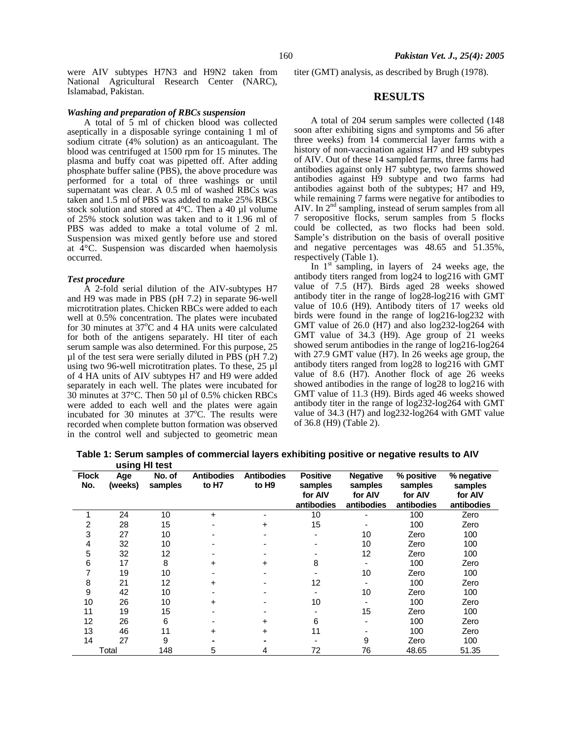were AIV subtypes H7N3 and H9N2 taken from National Agricultural Research Center (NARC), Islamabad, Pakistan.

### *Washing and preparation of RBCs suspension*

A total of 5 ml of chicken blood was collected aseptically in a disposable syringe containing 1 ml of sodium citrate (4% solution) as an anticoagulant. The blood was centrifuged at 1500 rpm for 15 minutes. The plasma and buffy coat was pipetted off. After adding phosphate buffer saline (PBS), the above procedure was performed for a total of three washings or until supernatant was clear. A 0.5 ml of washed RBCs was taken and 1.5 ml of PBS was added to make 25% RBCs stock solution and stored at 4°C. Then a 40 µl volume of 25% stock solution was taken and to it 1.96 ml of PBS was added to make a total volume of 2 ml. Suspension was mixed gently before use and stored at 4°C. Suspension was discarded when haemolysis occurred.

### *Test procedure*

A 2-fold serial dilution of the AIV-subtypes H7 and H9 was made in PBS (pH 7.2) in separate 96-well microtitration plates. Chicken RBCs were added to each well at 0.5% concentration. The plates were incubated for 30 minutes at 37°C and 4 HA units were calculated for both of the antigens separately. HI titer of each serum sample was also determined. For this purpose, 25 µl of the test sera were serially diluted in PBS (pH 7.2) using two 96-well microtitration plates. To these, 25 µl of 4 HA units of AIV subtypes H7 and H9 were added separately in each well. The plates were incubated for 30 minutes at 37°C. Then 50 µl of 0.5% chicken RBCs were added to each well and the plates were again incubated for 30 minutes at 37°C. The results were recorded when complete button formation was observed in the control well and subjected to geometric mean titer (GMT) analysis, as described by Brugh (1978).

## RESULTS

A total of 204 serum samples were collected (148 soon after exhibiting signs and symptoms and 56 after three weeks) from 14 commercial layer farms with a history of non-vaccination against H7 and H9 subtypes of AIV. Out of these 14 sampled farms, three farms had antibodies against only H7 subtype, two farms showed antibodies against H9 subtype and two farms had antibodies against both of the subtypes; H7 and H9, while remaining 7 farms were negative for antibodies to AIV. In 2nd sampling, instead of serum samples from all 7 seropositive flocks, serum samples from 5 flocks could be collected, as two flocks had been sold. Sample's distribution on the basis of overall positive and negative percentages was 48.65 and 51.35%, respectively (Table 1).

In 1st sampling, in layers of 24 weeks age, the antibody titers ranged from log24 to log216 with GMT value of 7.5 (H7). Birds aged 28 weeks showed antibody titer in the range of log28-log216 with GMT value of 10.6 (H9). Antibody titers of 17 weeks old birds were found in the range of log216-log232 with GMT value of 26.0 (H7) and also log232-log264 with GMT value of 34.3 (H9). Age group of 21 weeks showed serum antibodies in the range of log216-log264 with 27.9 GMT value (H7). In 26 weeks age group, the antibody titers ranged from log28 to log216 with GMT value of 8.6 (H7). Another flock of age 26 weeks showed antibodies in the range of log28 to log216 with GMT value of 11.3 (H9). Birds aged 46 weeks showed antibody titer in the range of log232-log264 with GMT value of 34.3 (H7) and log232-log264 with GMT value of 36.8 (H9) (Table 2).

**Table 1: Serum samples of commercial layers exhibiting positive or negative results to AIV using HI test**

| Flock No. | Age (weeks) | No. of samples | Antibodies to H7 | Antibodies to H9 | Positive samples for AIV antibodies | Negative samples for AIV antibodies | % positive samples for AIV antibodies | % negative samples for AIV antibodies |
|---|---|---|---|---|---|---|---|---|
| 1 | 24 | 10 | + | - | 10 | - | 100 | Zero |
| 2 | 28 | 15 | - | + | 15 | - | 100 | Zero |
| 3 | 27 | 10 | - | - | - | 10 | Zero | 100 |
| 4 | 32 | 10 | - | - | - | 10 | Zero | 100 |
| 5 | 32 | 12 | - | - | - | 12 | Zero | 100 |
| 6 | 17 | 8 | + | + | 8 | - | 100 | Zero |
| 7 | 19 | 10 | - | - | - | 10 | Zero | 100 |
| 8 | 21 | 12 | + | - | 12 | - | 100 | Zero |
| 9 | 42 | 10 | - | - | - | 10 | Zero | 100 |
| 10 | 26 | 10 | + | - | 10 | - | 100 | Zero |
| 11 | 19 | 15 | - | - | - | 15 | Zero | 100 |
| 12 | 26 | 6 | - | + | 6 | - | 100 | Zero |
| 13 | 46 | 11 | + | + | 11 | - | 100 | Zero |
| 14 | 27 | 9 | - | - | - | 9 | Zero | 100 |
| Total | | 148 | 5 | 4 | 72 | 76 | 48.65 | 51.35 |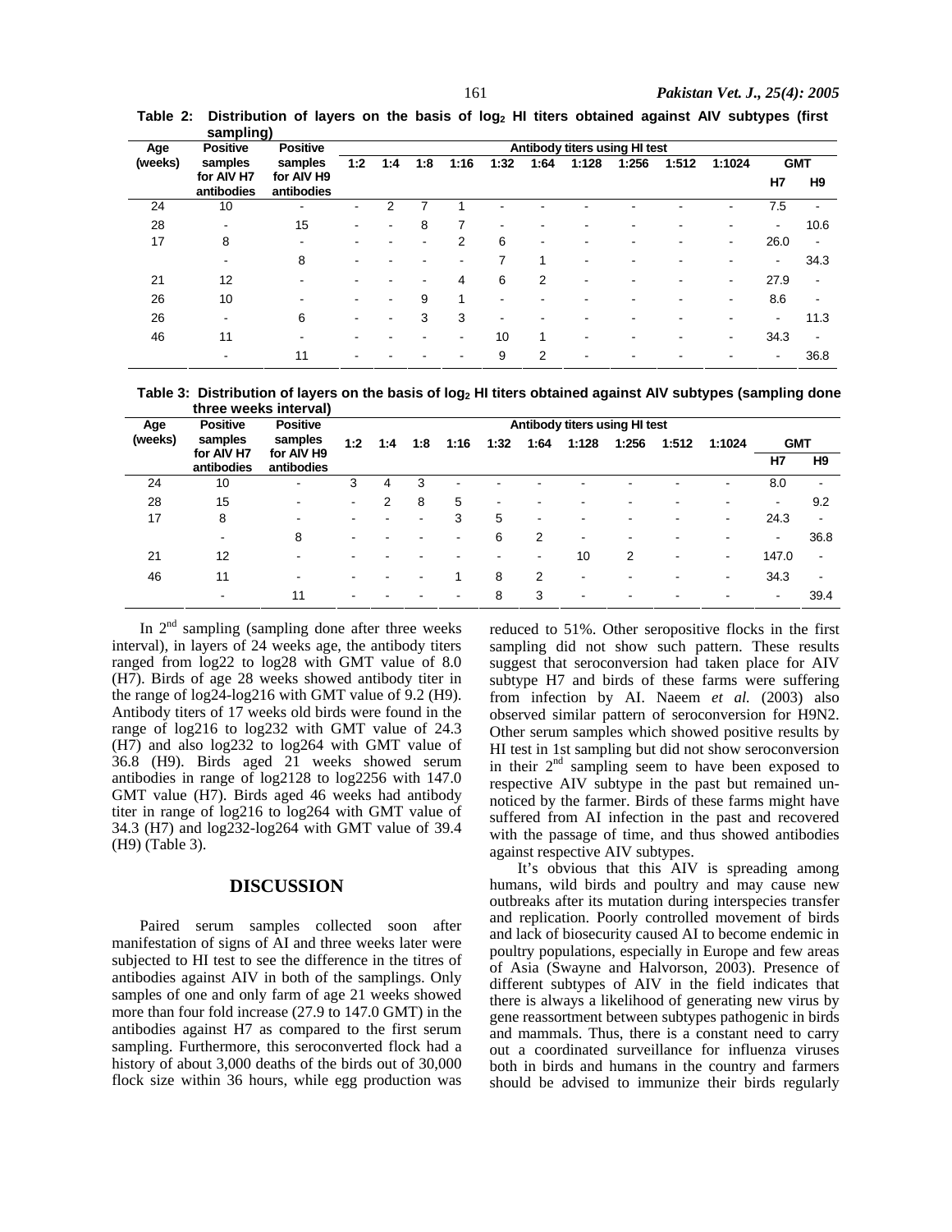**Table 2: Distribution of layers on the basis of $\log_2$ HI titers obtained against AIV subtypes (first sampling)**

| Age (weeks) | Positive samples for AIV H7 antibodies | Positive samples for AIV H9 antibodies | 1:2 | 1:4 | 1:8 | 1:16 | 1:32 | 1:64 | 1:128 | 1:256 | 1:512 | 1:1024 | GMT H7 | GMT H9 |
|---|---|---|---|---|---|---|---|---|---|---|---|---|---|---|
| 24 | 10 | - | - | 2 | 7 | 1 | - | - | - | - | - | - | 7.5 | - |
| 28 | - | 15 | - | - | 8 | 7 | - | - | - | - | - | - | - | 10.6 |
| 17 | 8 | - | - | - | - | 2 | 6 | - | - | - | - | - | 26.0 | - |
| | - | 8 | - | - | - | - | 7 | 1 | - | - | - | - | - | 34.3 |
| 21 | 12 | - | - | - | - | 4 | 6 | 2 | - | - | - | - | 27.9 | - |
| 26 | 10 | - | - | - | 9 | 1 | - | - | - | - | - | - | 8.6 | - |
| 26 | - | 6 | - | - | 3 | 3 | - | - | - | - | - | - | - | 11.3 |
| 46 | 11 | - | - | - | - | - | 10 | 1 | - | - | - | - | 34.3 | - |
| | - | 11 | - | - | - | - | 9 | 2 | - | - | - | - | - | 36.8 |

**Table 3: Distribution of layers on the basis of $\log_2$ HI titers obtained against AIV subtypes (sampling done three weeks interval)**

| Age (weeks) | Positive samples for AIV H7 antibodies | Positive samples for AIV H9 antibodies | 1:2 | 1:4 | 1:8 | 1:16 | 1:32 | 1:64 | 1:128 | 1:256 | 1:512 | 1:1024 | GMT H7 | GMT H9 |
|---|---|---|---|---|---|---|---|---|---|---|---|---|---|---|
| 24 | 10 | - | 3 | 4 | 3 | - | - | - | - | - | - | - | 8.0 | - |
| 28 | 15 | - | - | 2 | 8 | 5 | - | - | - | - | - | - | - | 9.2 |
| 17 | 8 | - | - | - | - | 3 | 5 | - | - | - | - | - | 24.3 | - |
| | - | 8 | - | - | - | - | 6 | 2 | - | - | - | - | - | 36.8 |
| 21 | 12 | - | - | - | - | - | - | - | 10 | 2 | - | - | 147.0 | - |
| 46 | 11 | - | - | - | - | 1 | 8 | 2 | - | - | - | - | 34.3 | - |
| | - | 11 | - | - | - | - | 8 | 3 | - | - | - | - | - | 39.4 |

In 2nd sampling (sampling done after three weeks interval), in layers of 24 weeks age, the antibody titers ranged from log22 to log28 with GMT value of 8.0 (H7). Birds of age 28 weeks showed antibody titer in the range of log24-log216 with GMT value of 9.2 (H9). Antibody titers of 17 weeks old birds were found in the range of log216 to log232 with GMT value of 24.3 (H7) and also log232 to log264 with GMT value of 36.8 (H9). Birds aged 21 weeks showed serum antibodies in range of log2128 to log2256 with 147.0 GMT value (H7). Birds aged 46 weeks had antibody titer in range of log216 to log264 with GMT value of 34.3 (H7) and log232-log264 with GMT value of 39.4 (H9) (Table 3).

## DISCUSSION

Paired serum samples collected soon after manifestation of signs of AI and three weeks later were subjected to HI test to see the difference in the titres of antibodies against AIV in both of the samplings. Only samples of one and only farm of age 21 weeks showed more than four fold increase (27.9 to 147.0 GMT) in the antibodies against H7 as compared to the first serum sampling. Furthermore, this seroconverted flock had a history of about 3,000 deaths of the birds out of 30,000 flock size within 36 hours, while egg production was reduced to 51%. Other seropositive flocks in the first sampling did not show such pattern. These results suggest that seroconversion had taken place for AIV subtype H7 and birds of these farms were suffering from infection by AI. Naeem *et al.* (2003) also observed similar pattern of seroconversion for H9N2. Other serum samples which showed positive results by HI test in 1st sampling but did not show seroconversion in their 2nd sampling seem to have been exposed to respective AIV subtype in the past but remained unnoticed by the farmer. Birds of these farms might have suffered from AI infection in the past and recovered with the passage of time, and thus showed antibodies against respective AIV subtypes.

It's obvious that this AIV is spreading among humans, wild birds and poultry and may cause new outbreaks after its mutation during interspecies transfer and replication. Poorly controlled movement of birds and lack of biosecurity caused AI to become endemic in poultry populations, especially in Europe and few areas of Asia (Swayne and Halvorson, 2003). Presence of different subtypes of AIV in the field indicates that there is always a likelihood of generating new virus by gene reassortment between subtypes pathogenic in birds and mammals. Thus, there is a constant need to carry out a coordinated surveillance for influenza viruses both in birds and humans in the country and farmers should be advised to immunize their birds regularly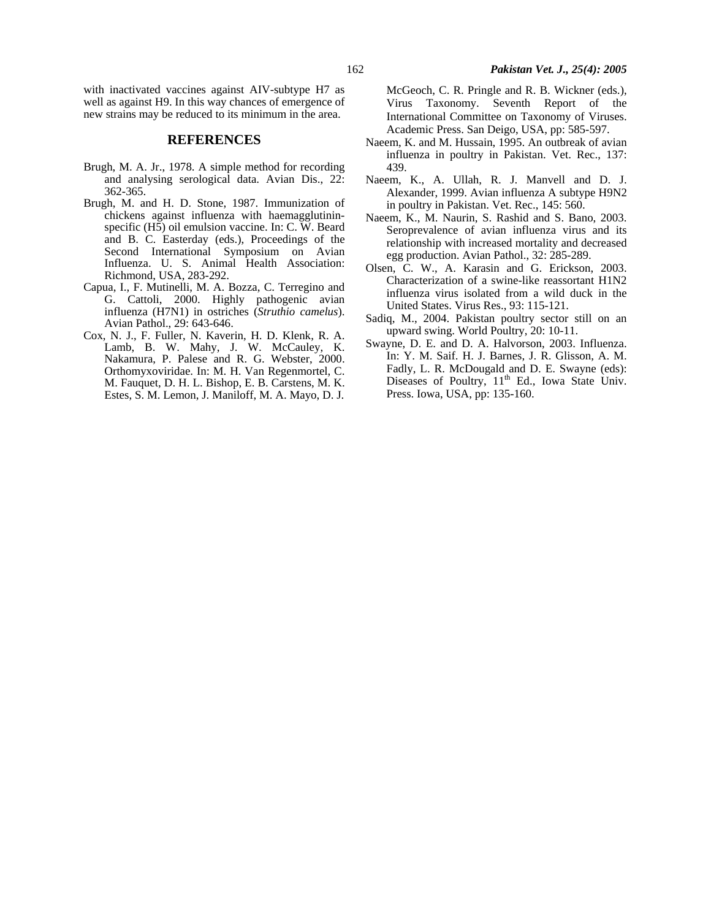with inactivated vaccines against AIV-subtype H7 as well as against H9. In this way chances of emergence of new strains may be reduced to its minimum in the area.

## REFERENCES

Brugh, M. A. Jr., 1978. A simple method for recording and analysing serological data. Avian Dis., 22: 362-365.

Brugh, M. and H. D. Stone, 1987. Immunization of chickens against influenza with haemagglutinin-specific (H5) oil emulsion vaccine. In: C. W. Beard and B. C. Easterday (eds.), Proceedings of the Second International Symposium on Avian Influenza. U. S. Animal Health Association: Richmond, USA, 283-292.

Capua, I., F. Mutinelli, M. A. Bozza, C. Terregino and G. Cattoli, 2000. Highly pathogenic avian influenza (H7N1) in ostriches (*Struthio camelus*). Avian Pathol., 29: 643-646.

Cox, N. J., F. Fuller, N. Kaverin, H. D. Klenk, R. A. Lamb, B. W. Mahy, J. W. McCauley, K. Nakamura, P. Palese and R. G. Webster, 2000. Orthomyxoviridae. In: M. H. Van Regenmortel, C. M. Fauquet, D. H. L. Bishop, E. B. Carstens, M. K. Estes, S. M. Lemon, J. Maniloff, M. A. Mayo, D. J. McGeoch, C. R. Pringle and R. B. Wickner (eds.), Virus Taxonomy. Seventh Report of the International Committee on Taxonomy of Viruses. Academic Press. San Deigo, USA, pp: 585-597.

Naeem, K. and M. Hussain, 1995. An outbreak of avian influenza in poultry in Pakistan. Vet. Rec., 137: 439.

Naeem, K., A. Ullah, R. J. Manvell and D. J. Alexander, 1999. Avian influenza A subtype H9N2 in poultry in Pakistan. Vet. Rec., 145: 560.

Naeem, K., M. Naurin, S. Rashid and S. Bano, 2003. Seroprevalence of avian influenza virus and its relationship with increased mortality and decreased egg production. Avian Pathol., 32: 285-289.

Olsen, C. W., A. Karasin and G. Erickson, 2003. Characterization of a swine-like reassortant H1N2 influenza virus isolated from a wild duck in the United States. Virus Res., 93: 115-121.

Sadiq, M., 2004. Pakistan poultry sector still on an upward swing. World Poultry, 20: 10-11.

Swayne, D. E. and D. A. Halvorson, 2003. Influenza. In: Y. M. Saif. H. J. Barnes, J. R. Glisson, A. M. Fadly, L. R. McDougald and D. E. Swayne (eds): Diseases of Poultry, 11th Ed., Iowa State Univ. Press. Iowa, USA, pp: 135-160.